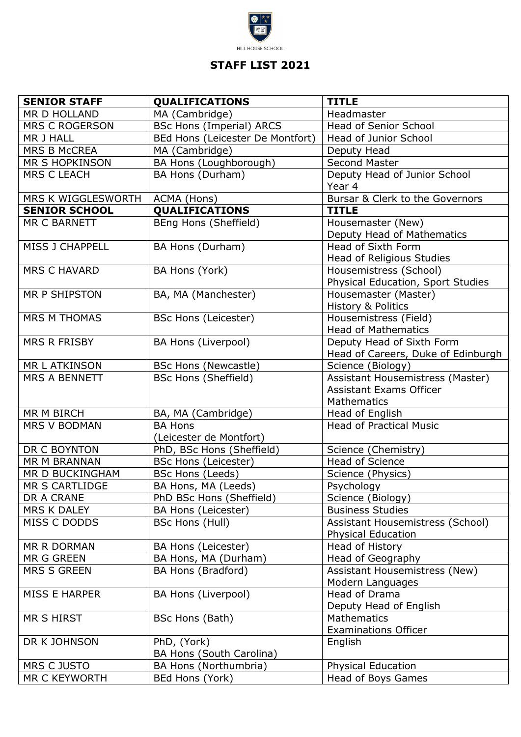HILL HOUSE SCHOOL

# STAFF LIST 2021

| SENIOR STAFF | QUALIFICATIONS | TITLE |
|---|---|---|
| MR D HOLLAND | MA (Cambridge) | Headmaster |
| MRS C ROGERSON | BSc Hons (Imperial) ARCS | Head of Senior School |
| MR J HALL | BEd Hons (Leicester De Montfort) | Head of Junior School |
| MRS B McCREA | MA (Cambridge) | Deputy Head |
| MR S HOPKINSON | BA Hons (Loughborough) | Second Master |
| MRS C LEACH | BA Hons (Durham) | Deputy Head of Junior School<br>Year 4 |
| MRS K WIGGLESWORTH | ACMA (Hons) | Bursar & Clerk to the Governors |
| **SENIOR SCHOOL** | **QUALIFICATIONS** | **TITLE** |
| MR C BARNETT | BEng Hons (Sheffield) | Housemaster (New)<br>Deputy Head of Mathematics |
| MISS J CHAPPELL | BA Hons (Durham) | Head of Sixth Form<br>Head of Religious Studies |
| MRS C HAVARD | BA Hons (York) | Housemistress (School)<br>Physical Education, Sport Studies |
| MR P SHIPSTON | BA, MA (Manchester) | Housemaster (Master)<br>History & Politics |
| MRS M THOMAS | BSc Hons (Leicester) | Housemistress (Field)<br>Head of Mathematics |
| MRS R FRISBY | BA Hons (Liverpool) | Deputy Head of Sixth Form<br>Head of Careers, Duke of Edinburgh |
| MR L ATKINSON | BSc Hons (Newcastle) | Science (Biology) |
| MRS A BENNETT | BSc Hons (Sheffield) | Assistant Housemistress (Master)<br>Assistant Exams Officer<br>Mathematics |
| MR M BIRCH | BA, MA (Cambridge) | Head of English |
| MRS V BODMAN | BA Hons<br>(Leicester de Montfort) | Head of Practical Music |
| DR C BOYNTON | PhD, BSc Hons (Sheffield) | Science (Chemistry) |
| MR M BRANNAN | BSc Hons (Leicester) | Head of Science |
| MR D BUCKINGHAM | BSc Hons (Leeds) | Science (Physics) |
| MR S CARTLIDGE | BA Hons, MA (Leeds) | Psychology |
| DR A CRANE | PhD BSc Hons (Sheffield) | Science (Biology) |
| MRS K DALEY | BA Hons (Leicester) | Business Studies |
| MISS C DODDS | BSc Hons (Hull) | Assistant Housemistress (School)<br>Physical Education |
| MR R DORMAN | BA Hons (Leicester) | Head of History |
| MR G GREEN | BA Hons, MA (Durham) | Head of Geography |
| MRS S GREEN | BA Hons (Bradford) | Assistant Housemistress (New)<br>Modern Languages |
| MISS E HARPER | BA Hons (Liverpool) | Head of Drama<br>Deputy Head of English |
| MR S HIRST | BSc Hons (Bath) | Mathematics<br>Examinations Officer |
| DR K JOHNSON | PhD, (York)<br>BA Hons (South Carolina) | English |
| MRS C JUSTO | BA Hons (Northumbria) | Physical Education |
| MR C KEYWORTH | BEd Hons (York) | Head of Boys Games |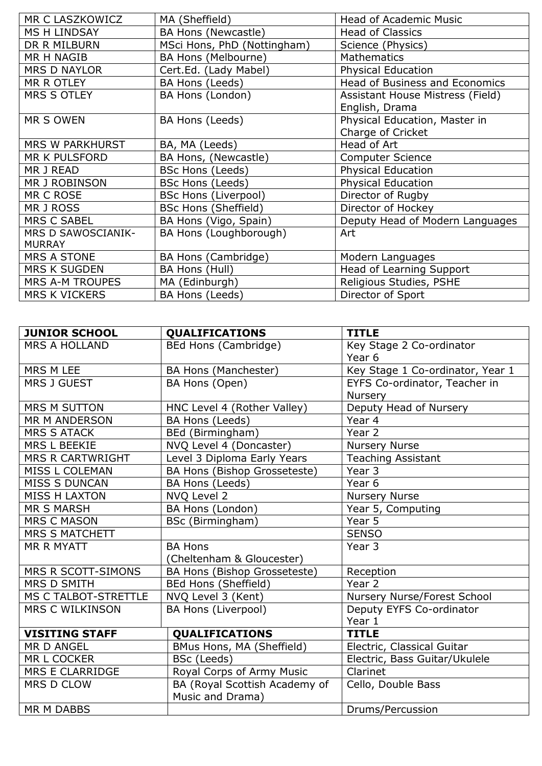| | | |
|---|---|---|
| MR C LASZKOWICZ | MA (Sheffield) | Head of Academic Music |
| MS H LINDSAY | BA Hons (Newcastle) | Head of Classics |
| DR R MILBURN | MSci Hons, PhD (Nottingham) | Science (Physics) |
| MR H NAGIB | BA Hons (Melbourne) | Mathematics |
| MRS D NAYLOR | Cert.Ed. (Lady Mabel) | Physical Education |
| MR R OTLEY | BA Hons (Leeds) | Head of Business and Economics |
| MRS S OTLEY | BA Hons (London) | Assistant House Mistress (Field) English, Drama |
| MR S OWEN | BA Hons (Leeds) | Physical Education, Master in Charge of Cricket |
| MRS W PARKHURST | BA, MA (Leeds) | Head of Art |
| MR K PULSFORD | BA Hons, (Newcastle) | Computer Science |
| MR J READ | BSc Hons (Leeds) | Physical Education |
| MR J ROBINSON | BSc Hons (Leeds) | Physical Education |
| MR C ROSE | BSc Hons (Liverpool) | Director of Rugby |
| MR J ROSS | BSc Hons (Sheffield) | Director of Hockey |
| MRS C SABEL | BA Hons (Vigo, Spain) | Deputy Head of Modern Languages |
| MRS D SAWOSCIANIK-MURRAY | BA Hons (Loughborough) | Art |
| MRS A STONE | BA Hons (Cambridge) | Modern Languages |
| MRS K SUGDEN | BA Hons (Hull) | Head of Learning Support |
| MRS A-M TROUPES | MA (Edinburgh) | Religious Studies, PSHE |
| MRS K VICKERS | BA Hons (Leeds) | Director of Sport |

| **JUNIOR SCHOOL** | **QUALIFICATIONS** | **TITLE** |
|---|---|---|
| MRS A HOLLAND | BEd Hons (Cambridge) | Key Stage 2 Co-ordinator Year 6 |
| MRS M LEE | BA Hons (Manchester) | Key Stage 1 Co-ordinator, Year 1 |
| MRS J GUEST | BA Hons (Open) | EYFS Co-ordinator, Teacher in Nursery |
| MRS M SUTTON | HNC Level 4 (Rother Valley) | Deputy Head of Nursery |
| MR M ANDERSON | BA Hons (Leeds) | Year 4 |
| MRS S ATACK | BEd (Birmingham) | Year 2 |
| MRS L BEEKIE | NVQ Level 4 (Doncaster) | Nursery Nurse |
| MRS R CARTWRIGHT | Level 3 Diploma Early Years | Teaching Assistant |
| MISS L COLEMAN | BA Hons (Bishop Grosseteste) | Year 3 |
| MISS S DUNCAN | BA Hons (Leeds) | Year 6 |
| MISS H LAXTON | NVQ Level 2 | Nursery Nurse |
| MR S MARSH | BA Hons (London) | Year 5, Computing |
| MRS C MASON | BSc (Birmingham) | Year 5 |
| MRS S MATCHETT | | SENSO |
| MR R MYATT | BA Hons (Cheltenham & Gloucester) | Year 3 |
| MRS R SCOTT-SIMONS | BA Hons (Bishop Grosseteste) | Reception |
| MRS D SMITH | BEd Hons (Sheffield) | Year 2 |
| MS C TALBOT-STRETTLE | NVQ Level 3 (Kent) | Nursery Nurse/Forest School |
| MRS C WILKINSON | BA Hons (Liverpool) | Deputy EYFS Co-ordinator Year 1 |

| **VISITING STAFF** | **QUALIFICATIONS** | **TITLE** |
|---|---|---|
| MR D ANGEL | BMus Hons, MA (Sheffield) | Electric, Classical Guitar |
| MR L COCKER | BSc (Leeds) | Electric, Bass Guitar/Ukulele |
| MRS E CLARRIDGE | Royal Corps of Army Music | Clarinet |
| MRS D CLOW | BA (Royal Scottish Academy of Music and Drama) | Cello, Double Bass |
| MR M DABBS | | Drums/Percussion |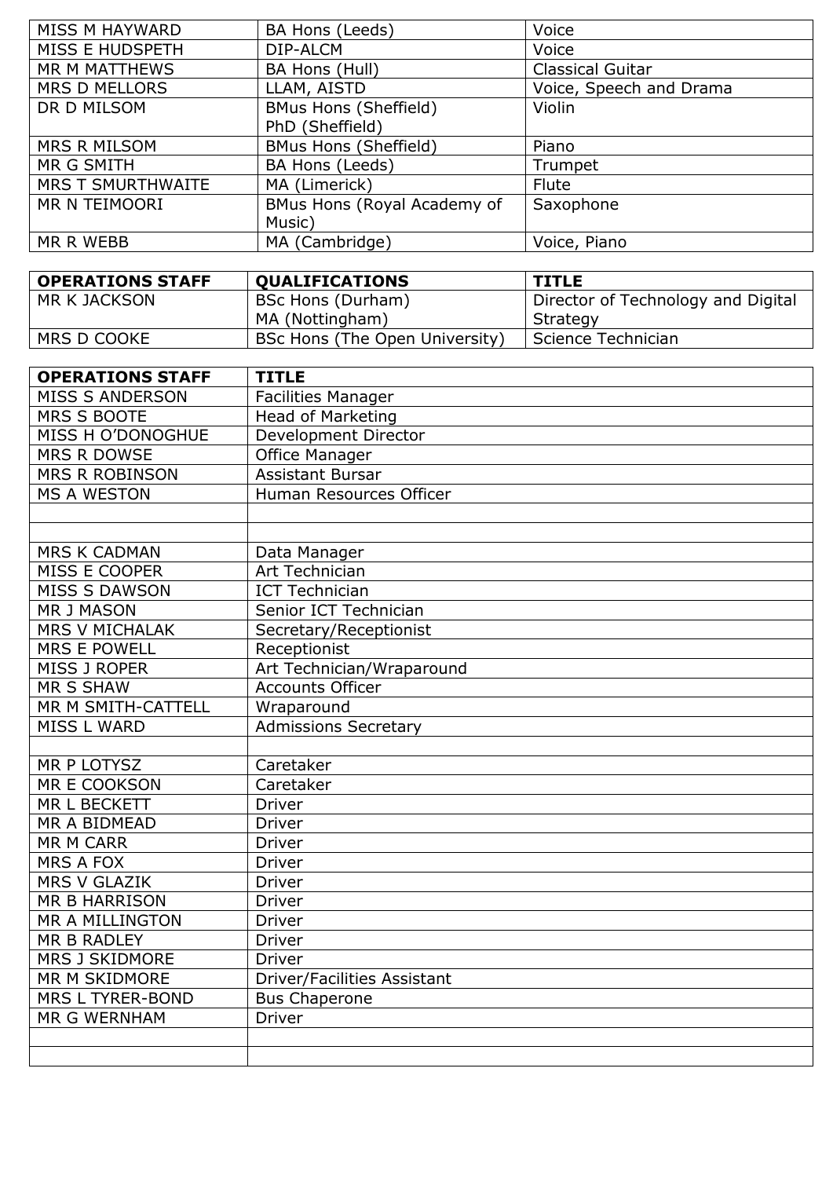| | | |
|---|---|---|
| MISS M HAYWARD | BA Hons (Leeds) | Voice |
| MISS E HUDSPETH | DIP-ALCM | Voice |
| MR M MATTHEWS | BA Hons (Hull) | Classical Guitar |
| MRS D MELLORS | LLAM, AISTD | Voice, Speech and Drama |
| DR D MILSOM | BMus Hons (Sheffield) PhD (Sheffield) | Violin |
| MRS R MILSOM | BMus Hons (Sheffield) | Piano |
| MR G SMITH | BA Hons (Leeds) | Trumpet |
| MRS T SMURTHWAITE | MA (Limerick) | Flute |
| MR N TEIMOORI | BMus Hons (Royal Academy of Music) | Saxophone |
| MR R WEBB | MA (Cambridge) | Voice, Piano |

| OPERATIONS STAFF | QUALIFICATIONS | TITLE |
|---|---|---|
| MR K JACKSON | BSc Hons (Durham) MA (Nottingham) | Director of Technology and Digital Strategy |
| MRS D COOKE | BSc Hons (The Open University) | Science Technician |

| OPERATIONS STAFF | TITLE |
|---|---|
| MISS S ANDERSON | Facilities Manager |
| MRS S BOOTE | Head of Marketing |
| MISS H O'DONOGHUE | Development Director |
| MRS R DOWSE | Office Manager |
| MRS R ROBINSON | Assistant Bursar |
| MS A WESTON | Human Resources Officer |
| | |
| | |
| MRS K CADMAN | Data Manager |
| MISS E COOPER | Art Technician |
| MISS S DAWSON | ICT Technician |
| MR J MASON | Senior ICT Technician |
| MRS V MICHALAK | Secretary/Receptionist |
| MRS E POWELL | Receptionist |
| MISS J ROPER | Art Technician/Wraparound |
| MR S SHAW | Accounts Officer |
| MR M SMITH-CATTELL | Wraparound |
| MISS L WARD | Admissions Secretary |
| | |
| MR P LOTYSZ | Caretaker |
| MR E COOKSON | Caretaker |
| MR L BECKETT | Driver |
| MR A BIDMEAD | Driver |
| MR M CARR | Driver |
| MRS A FOX | Driver |
| MRS V GLAZIK | Driver |
| MR B HARRISON | Driver |
| MR A MILLINGTON | Driver |
| MR B RADLEY | Driver |
| MRS J SKIDMORE | Driver |
| MR M SKIDMORE | Driver/Facilities Assistant |
| MRS L TYRER-BOND | Bus Chaperone |
| MR G WERNHAM | Driver |
| | |
| | |